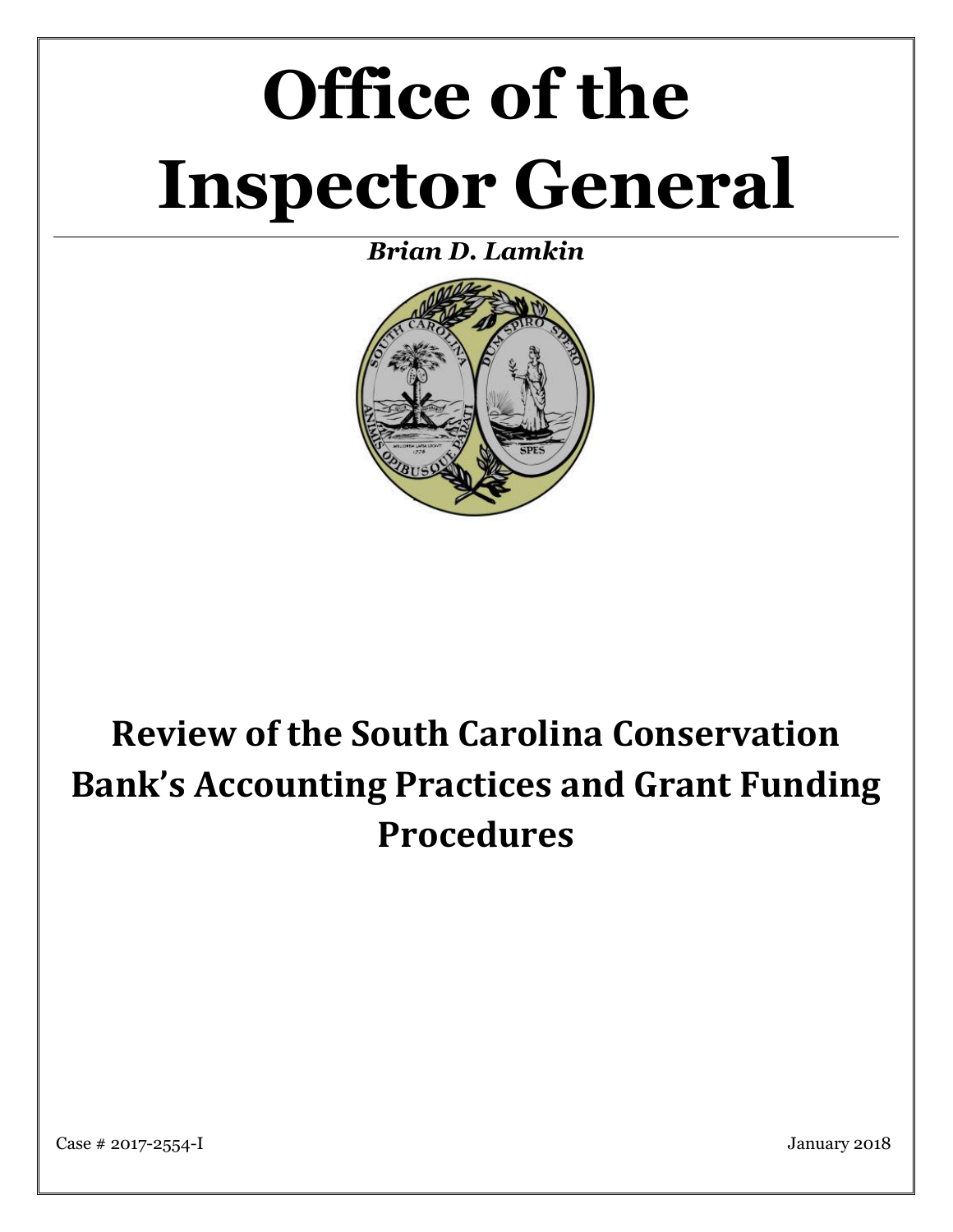# Office of the Inspector General

***Brian D. Lamkin***

## Review of the South Carolina Conservation Bank's Accounting Practices and Grant Funding Procedures

Case # 2017-2554-I

January 2018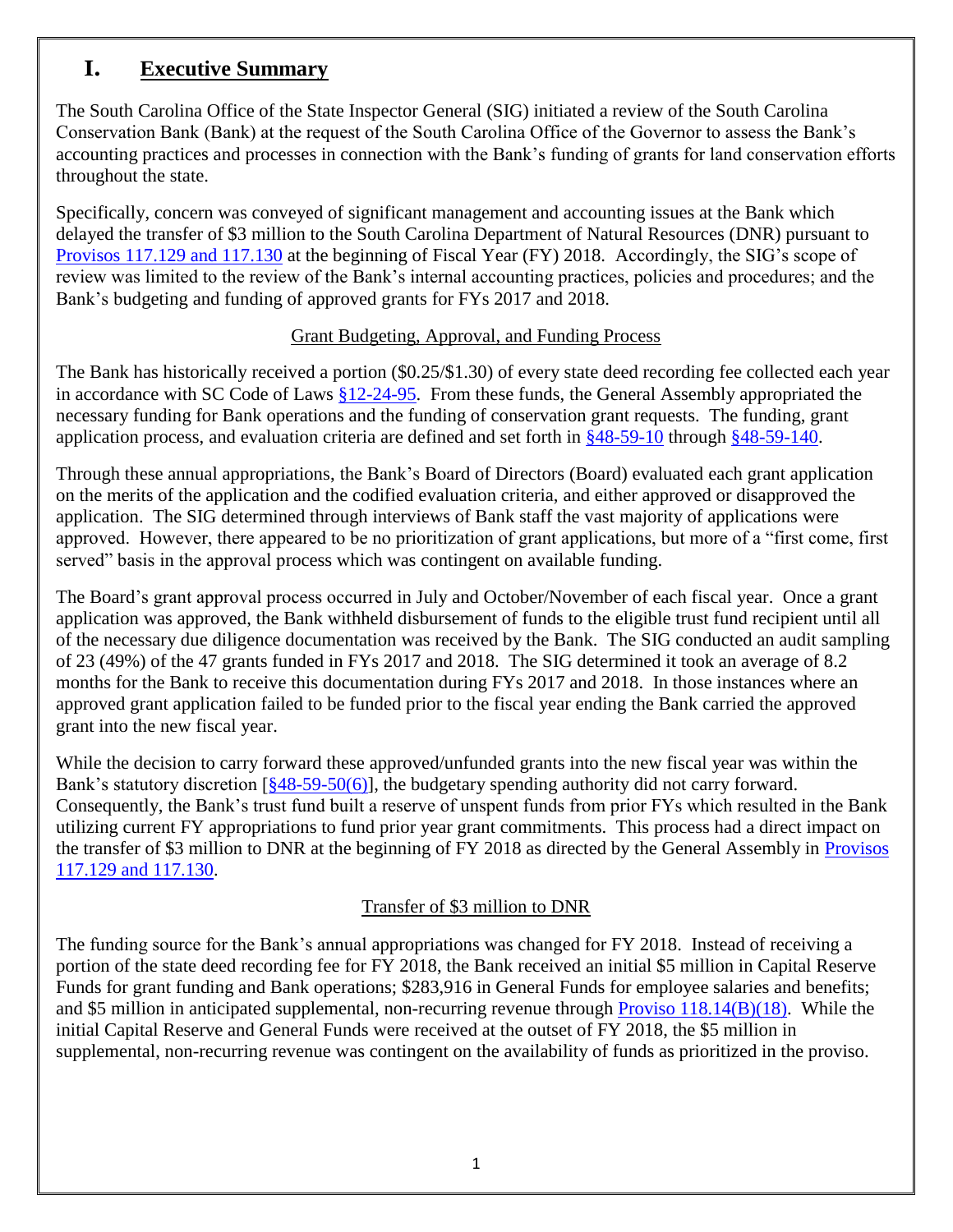# I. Executive Summary

The South Carolina Office of the State Inspector General (SIG) initiated a review of the South Carolina Conservation Bank (Bank) at the request of the South Carolina Office of the Governor to assess the Bank's accounting practices and processes in connection with the Bank's funding of grants for land conservation efforts throughout the state.

Specifically, concern was conveyed of significant management and accounting issues at the Bank which delayed the transfer of $3 million to the South Carolina Department of Natural Resources (DNR) pursuant to Provisos 117.129 and 117.130 at the beginning of Fiscal Year (FY) 2018. Accordingly, the SIG's scope of review was limited to the review of the Bank's internal accounting practices, policies and procedures; and the Bank's budgeting and funding of approved grants for FYs 2017 and 2018.

## Grant Budgeting, Approval, and Funding Process

The Bank has historically received a portion ($0.25/$1.30) of every state deed recording fee collected each year in accordance with SC Code of Laws §12-24-95. From these funds, the General Assembly appropriated the necessary funding for Bank operations and the funding of conservation grant requests. The funding, grant application process, and evaluation criteria are defined and set forth in §48-59-10 through §48-59-140.

Through these annual appropriations, the Bank's Board of Directors (Board) evaluated each grant application on the merits of the application and the codified evaluation criteria, and either approved or disapproved the application. The SIG determined through interviews of Bank staff the vast majority of applications were approved. However, there appeared to be no prioritization of grant applications, but more of a "first come, first served" basis in the approval process which was contingent on available funding.

The Board's grant approval process occurred in July and October/November of each fiscal year. Once a grant application was approved, the Bank withheld disbursement of funds to the eligible trust fund recipient until all of the necessary due diligence documentation was received by the Bank. The SIG conducted an audit sampling of 23 (49%) of the 47 grants funded in FYs 2017 and 2018. The SIG determined it took an average of 8.2 months for the Bank to receive this documentation during FYs 2017 and 2018. In those instances where an approved grant application failed to be funded prior to the fiscal year ending the Bank carried the approved grant into the new fiscal year.

While the decision to carry forward these approved/unfunded grants into the new fiscal year was within the Bank's statutory discretion [§48-59-50(6)], the budgetary spending authority did not carry forward. Consequently, the Bank's trust fund built a reserve of unspent funds from prior FYs which resulted in the Bank utilizing current FY appropriations to fund prior year grant commitments. This process had a direct impact on the transfer of $3 million to DNR at the beginning of FY 2018 as directed by the General Assembly in Provisos 117.129 and 117.130.

## Transfer of $3 million to DNR

The funding source for the Bank's annual appropriations was changed for FY 2018. Instead of receiving a portion of the state deed recording fee for FY 2018, the Bank received an initial $5 million in Capital Reserve Funds for grant funding and Bank operations; $283,916 in General Funds for employee salaries and benefits; and $5 million in anticipated supplemental, non-recurring revenue through Proviso 118.14(B)(18). While the initial Capital Reserve and General Funds were received at the outset of FY 2018, the $5 million in supplemental, non-recurring revenue was contingent on the availability of funds as prioritized in the proviso.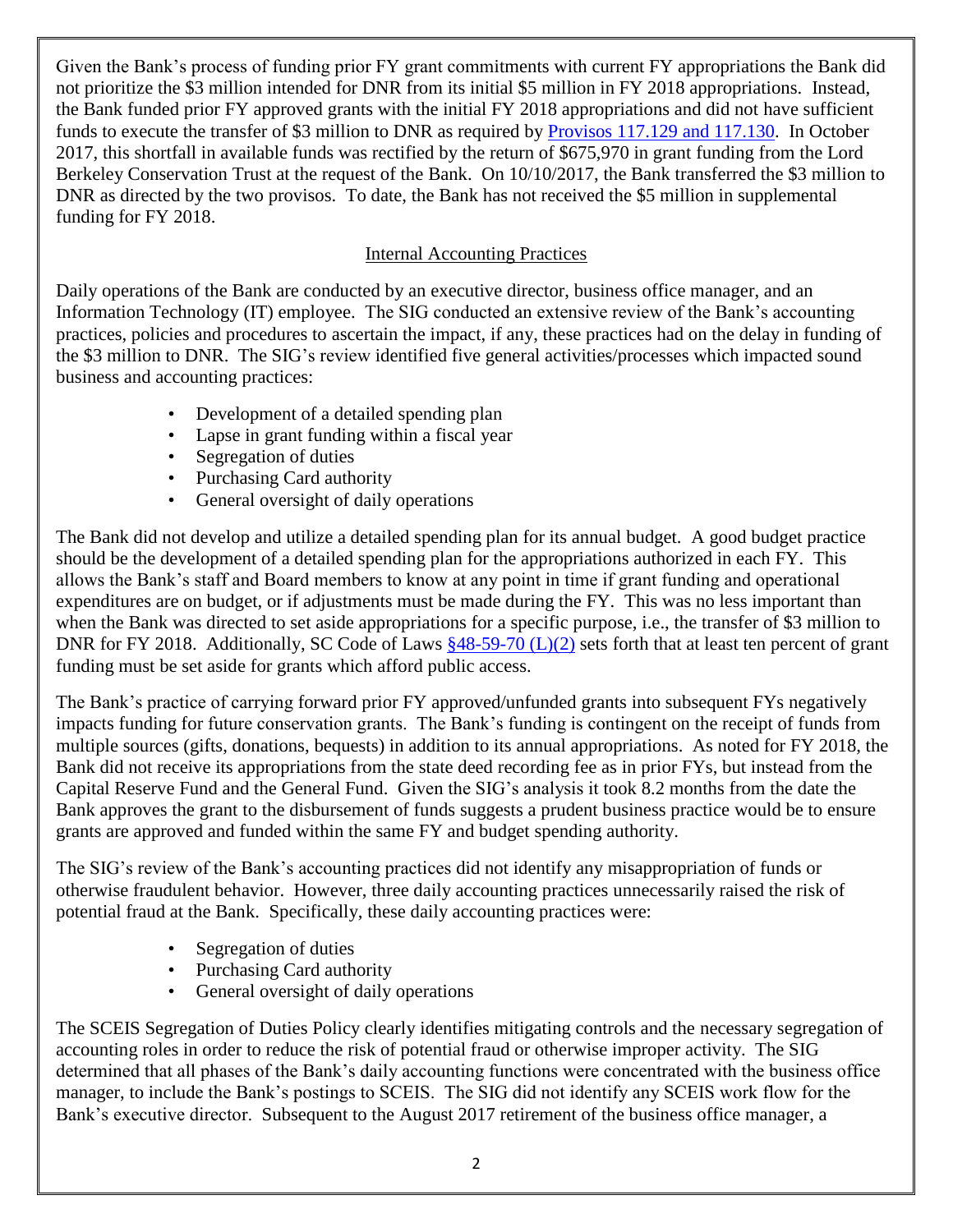Given the Bank's process of funding prior FY grant commitments with current FY appropriations the Bank did not prioritize the $3 million intended for DNR from its initial $5 million in FY 2018 appropriations. Instead, the Bank funded prior FY approved grants with the initial FY 2018 appropriations and did not have sufficient funds to execute the transfer of $3 million to DNR as required by Provisos 117.129 and 117.130. In October 2017, this shortfall in available funds was rectified by the return of $675,970 in grant funding from the Lord Berkeley Conservation Trust at the request of the Bank. On 10/10/2017, the Bank transferred the $3 million to DNR as directed by the two provisos. To date, the Bank has not received the $5 million in supplemental funding for FY 2018.

## Internal Accounting Practices

Daily operations of the Bank are conducted by an executive director, business office manager, and an Information Technology (IT) employee. The SIG conducted an extensive review of the Bank's accounting practices, policies and procedures to ascertain the impact, if any, these practices had on the delay in funding of the $3 million to DNR. The SIG's review identified five general activities/processes which impacted sound business and accounting practices:

- Development of a detailed spending plan
- Lapse in grant funding within a fiscal year
- Segregation of duties
- Purchasing Card authority
- General oversight of daily operations

The Bank did not develop and utilize a detailed spending plan for its annual budget. A good budget practice should be the development of a detailed spending plan for the appropriations authorized in each FY. This allows the Bank's staff and Board members to know at any point in time if grant funding and operational expenditures are on budget, or if adjustments must be made during the FY. This was no less important than when the Bank was directed to set aside appropriations for a specific purpose, i.e., the transfer of $3 million to DNR for FY 2018. Additionally, SC Code of Laws §48-59-70 (L)(2) sets forth that at least ten percent of grant funding must be set aside for grants which afford public access.

The Bank's practice of carrying forward prior FY approved/unfunded grants into subsequent FYs negatively impacts funding for future conservation grants. The Bank's funding is contingent on the receipt of funds from multiple sources (gifts, donations, bequests) in addition to its annual appropriations. As noted for FY 2018, the Bank did not receive its appropriations from the state deed recording fee as in prior FYs, but instead from the Capital Reserve Fund and the General Fund. Given the SIG's analysis it took 8.2 months from the date the Bank approves the grant to the disbursement of funds suggests a prudent business practice would be to ensure grants are approved and funded within the same FY and budget spending authority.

The SIG's review of the Bank's accounting practices did not identify any misappropriation of funds or otherwise fraudulent behavior. However, three daily accounting practices unnecessarily raised the risk of potential fraud at the Bank. Specifically, these daily accounting practices were:

- Segregation of duties
- Purchasing Card authority
- General oversight of daily operations

The SCEIS Segregation of Duties Policy clearly identifies mitigating controls and the necessary segregation of accounting roles in order to reduce the risk of potential fraud or otherwise improper activity. The SIG determined that all phases of the Bank's daily accounting functions were concentrated with the business office manager, to include the Bank's postings to SCEIS. The SIG did not identify any SCEIS work flow for the Bank's executive director. Subsequent to the August 2017 retirement of the business office manager, a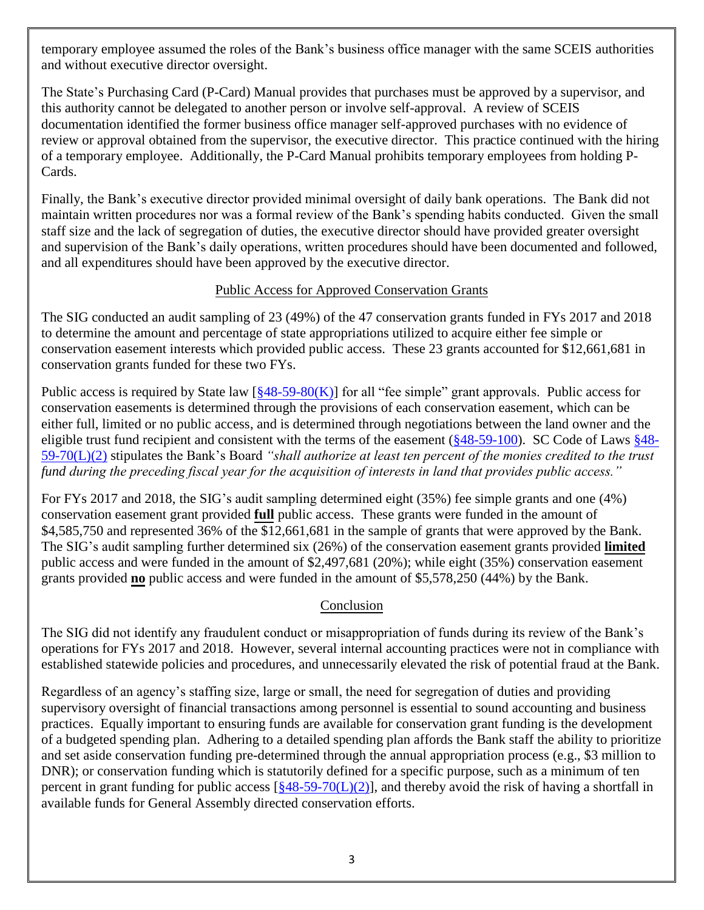temporary employee assumed the roles of the Bank's business office manager with the same SCEIS authorities and without executive director oversight.

The State's Purchasing Card (P-Card) Manual provides that purchases must be approved by a supervisor, and this authority cannot be delegated to another person or involve self-approval. A review of SCEIS documentation identified the former business office manager self-approved purchases with no evidence of review or approval obtained from the supervisor, the executive director. This practice continued with the hiring of a temporary employee. Additionally, the P-Card Manual prohibits temporary employees from holding P-Cards.

Finally, the Bank's executive director provided minimal oversight of daily bank operations. The Bank did not maintain written procedures nor was a formal review of the Bank's spending habits conducted. Given the small staff size and the lack of segregation of duties, the executive director should have provided greater oversight and supervision of the Bank's daily operations, written procedures should have been documented and followed, and all expenditures should have been approved by the executive director.

## Public Access for Approved Conservation Grants

The SIG conducted an audit sampling of 23 (49%) of the 47 conservation grants funded in FYs 2017 and 2018 to determine the amount and percentage of state appropriations utilized to acquire either fee simple or conservation easement interests which provided public access. These 23 grants accounted for $12,661,681 in conservation grants funded for these two FYs.

Public access is required by State law [§48-59-80(K)] for all "fee simple" grant approvals. Public access for conservation easements is determined through the provisions of each conservation easement, which can be either full, limited or no public access, and is determined through negotiations between the land owner and the eligible trust fund recipient and consistent with the terms of the easement (§48-59-100). SC Code of Laws §48-59-70(L)(2) stipulates the Bank's Board *"shall authorize at least ten percent of the monies credited to the trust fund during the preceding fiscal year for the acquisition of interests in land that provides public access."*

For FYs 2017 and 2018, the SIG's audit sampling determined eight (35%) fee simple grants and one (4%) conservation easement grant provided **full** public access. These grants were funded in the amount of $4,585,750 and represented 36% of the $12,661,681 in the sample of grants that were approved by the Bank. The SIG's audit sampling further determined six (26%) of the conservation easement grants provided **limited** public access and were funded in the amount of $2,497,681 (20%); while eight (35%) conservation easement grants provided **no** public access and were funded in the amount of $5,578,250 (44%) by the Bank.

## Conclusion

The SIG did not identify any fraudulent conduct or misappropriation of funds during its review of the Bank's operations for FYs 2017 and 2018. However, several internal accounting practices were not in compliance with established statewide policies and procedures, and unnecessarily elevated the risk of potential fraud at the Bank.

Regardless of an agency's staffing size, large or small, the need for segregation of duties and providing supervisory oversight of financial transactions among personnel is essential to sound accounting and business practices. Equally important to ensuring funds are available for conservation grant funding is the development of a budgeted spending plan. Adhering to a detailed spending plan affords the Bank staff the ability to prioritize and set aside conservation funding pre-determined through the annual appropriation process (e.g., $3 million to DNR); or conservation funding which is statutorily defined for a specific purpose, such as a minimum of ten percent in grant funding for public access [§48-59-70(L)(2)], and thereby avoid the risk of having a shortfall in available funds for General Assembly directed conservation efforts.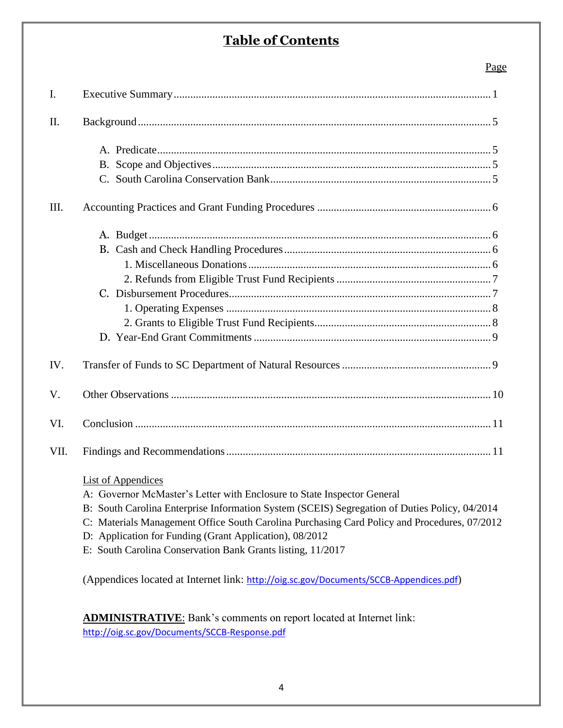# Table of Contents

| | | Page |
|---|---|---|
| I. | Executive Summary | 1 |
| II. | Background | 5 |
| | A. Predicate | 5 |
| | B. Scope and Objectives | 5 |
| | C. South Carolina Conservation Bank | 5 |
| III. | Accounting Practices and Grant Funding Procedures | 6 |
| | A. Budget | 6 |
| | B. Cash and Check Handling Procedures | 6 |
| | 1. Miscellaneous Donations | 6 |
| | 2. Refunds from Eligible Trust Fund Recipients | 7 |
| | C. Disbursement Procedures | 7 |
| | 1. Operating Expenses | 8 |
| | 2. Grants to Eligible Trust Fund Recipients | 8 |
| | D. Year-End Grant Commitments | 9 |
| IV. | Transfer of Funds to SC Department of Natural Resources | 9 |
| V. | Other Observations | 10 |
| VI. | Conclusion | 11 |
| VII. | Findings and Recommendations | 11 |

List of Appendices

A: Governor McMaster's Letter with Enclosure to State Inspector General
B: South Carolina Enterprise Information System (SCEIS) Segregation of Duties Policy, 04/2014
C: Materials Management Office South Carolina Purchasing Card Policy and Procedures, 07/2012
D: Application for Funding (Grant Application), 08/2012
E: South Carolina Conservation Bank Grants listing, 11/2017

(Appendices located at Internet link: http://oig.sc.gov/Documents/SCCB-Appendices.pdf)

**ADMINISTRATIVE**: Bank's comments on report located at Internet link: http://oig.sc.gov/Documents/SCCB-Response.pdf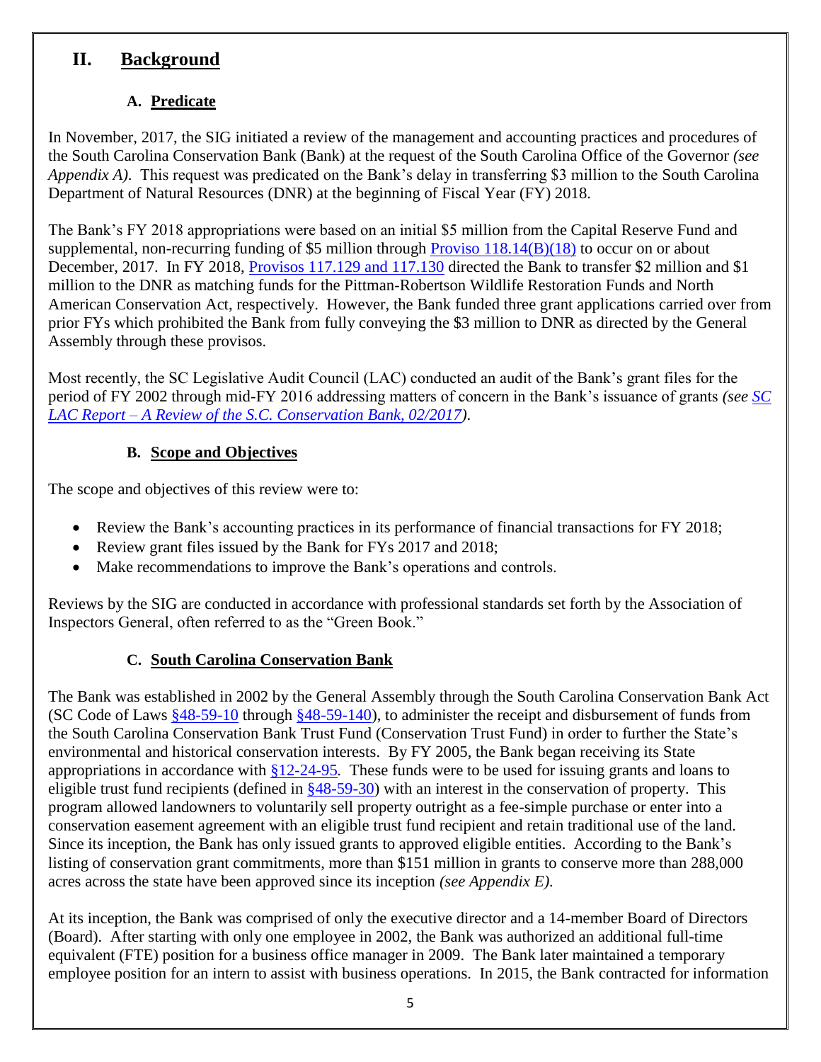## II. Background

### A. Predicate

In November, 2017, the SIG initiated a review of the management and accounting practices and procedures of the South Carolina Conservation Bank (Bank) at the request of the South Carolina Office of the Governor *(see Appendix A)*. This request was predicated on the Bank's delay in transferring $3 million to the South Carolina Department of Natural Resources (DNR) at the beginning of Fiscal Year (FY) 2018.

The Bank's FY 2018 appropriations were based on an initial $5 million from the Capital Reserve Fund and supplemental, non-recurring funding of $5 million through Proviso 118.14(B)(18) to occur on or about December, 2017. In FY 2018, Provisos 117.129 and 117.130 directed the Bank to transfer $2 million and $1 million to the DNR as matching funds for the Pittman-Robertson Wildlife Restoration Funds and North American Conservation Act, respectively. However, the Bank funded three grant applications carried over from prior FYs which prohibited the Bank from fully conveying the $3 million to DNR as directed by the General Assembly through these provisos.

Most recently, the SC Legislative Audit Council (LAC) conducted an audit of the Bank's grant files for the period of FY 2002 through mid-FY 2016 addressing matters of concern in the Bank's issuance of grants *(see SC LAC Report – A Review of the S.C. Conservation Bank, 02/2017)*.

### B. Scope and Objectives

The scope and objectives of this review were to:

- Review the Bank's accounting practices in its performance of financial transactions for FY 2018;
- Review grant files issued by the Bank for FYs 2017 and 2018;
- Make recommendations to improve the Bank's operations and controls.

Reviews by the SIG are conducted in accordance with professional standards set forth by the Association of Inspectors General, often referred to as the "Green Book."

### C. South Carolina Conservation Bank

The Bank was established in 2002 by the General Assembly through the South Carolina Conservation Bank Act (SC Code of Laws §48-59-10 through §48-59-140), to administer the receipt and disbursement of funds from the South Carolina Conservation Bank Trust Fund (Conservation Trust Fund) in order to further the State's environmental and historical conservation interests. By FY 2005, the Bank began receiving its State appropriations in accordance with §12-24-95. These funds were to be used for issuing grants and loans to eligible trust fund recipients (defined in §48-59-30) with an interest in the conservation of property. This program allowed landowners to voluntarily sell property outright as a fee-simple purchase or enter into a conservation easement agreement with an eligible trust fund recipient and retain traditional use of the land. Since its inception, the Bank has only issued grants to approved eligible entities. According to the Bank's listing of conservation grant commitments, more than $151 million in grants to conserve more than 288,000 acres across the state have been approved since its inception *(see Appendix E)*.

At its inception, the Bank was comprised of only the executive director and a 14-member Board of Directors (Board). After starting with only one employee in 2002, the Bank was authorized an additional full-time equivalent (FTE) position for a business office manager in 2009. The Bank later maintained a temporary employee position for an intern to assist with business operations. In 2015, the Bank contracted for information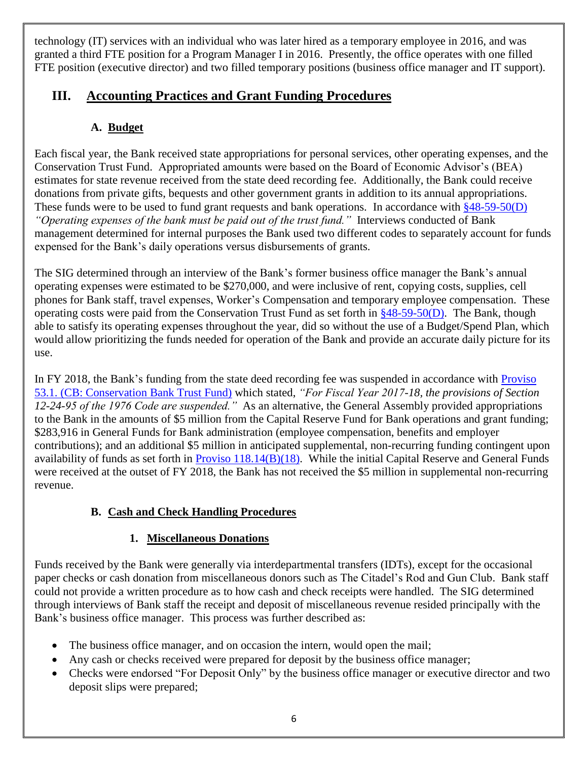technology (IT) services with an individual who was later hired as a temporary employee in 2016, and was granted a third FTE position for a Program Manager I in 2016. Presently, the office operates with one filled FTE position (executive director) and two filled temporary positions (business office manager and IT support).

## III. Accounting Practices and Grant Funding Procedures

### A. Budget

Each fiscal year, the Bank received state appropriations for personal services, other operating expenses, and the Conservation Trust Fund. Appropriated amounts were based on the Board of Economic Advisor's (BEA) estimates for state revenue received from the state deed recording fee. Additionally, the Bank could receive donations from private gifts, bequests and other government grants in addition to its annual appropriations. These funds were to be used to fund grant requests and bank operations. In accordance with §48-59-50(D) *"Operating expenses of the bank must be paid out of the trust fund."* Interviews conducted of Bank management determined for internal purposes the Bank used two different codes to separately account for funds expensed for the Bank's daily operations versus disbursements of grants.

The SIG determined through an interview of the Bank's former business office manager the Bank's annual operating expenses were estimated to be $270,000, and were inclusive of rent, copying costs, supplies, cell phones for Bank staff, travel expenses, Worker's Compensation and temporary employee compensation. These operating costs were paid from the Conservation Trust Fund as set forth in §48-59-50(D). The Bank, though able to satisfy its operating expenses throughout the year, did so without the use of a Budget/Spend Plan, which would allow prioritizing the funds needed for operation of the Bank and provide an accurate daily picture for its use.

In FY 2018, the Bank's funding from the state deed recording fee was suspended in accordance with Proviso 53.1. (CB: Conservation Bank Trust Fund) which stated, *"For Fiscal Year 2017-18, the provisions of Section 12-24-95 of the 1976 Code are suspended."* As an alternative, the General Assembly provided appropriations to the Bank in the amounts of $5 million from the Capital Reserve Fund for Bank operations and grant funding; $283,916 in General Funds for Bank administration (employee compensation, benefits and employer contributions); and an additional $5 million in anticipated supplemental, non-recurring funding contingent upon availability of funds as set forth in Proviso 118.14(B)(18). While the initial Capital Reserve and General Funds were received at the outset of FY 2018, the Bank has not received the $5 million in supplemental non-recurring revenue.

### B. Cash and Check Handling Procedures

#### 1. Miscellaneous Donations

Funds received by the Bank were generally via interdepartmental transfers (IDTs), except for the occasional paper checks or cash donation from miscellaneous donors such as The Citadel's Rod and Gun Club. Bank staff could not provide a written procedure as to how cash and check receipts were handled. The SIG determined through interviews of Bank staff the receipt and deposit of miscellaneous revenue resided principally with the Bank's business office manager. This process was further described as:

- The business office manager, and on occasion the intern, would open the mail;
- Any cash or checks received were prepared for deposit by the business office manager;
- Checks were endorsed "For Deposit Only" by the business office manager or executive director and two deposit slips were prepared;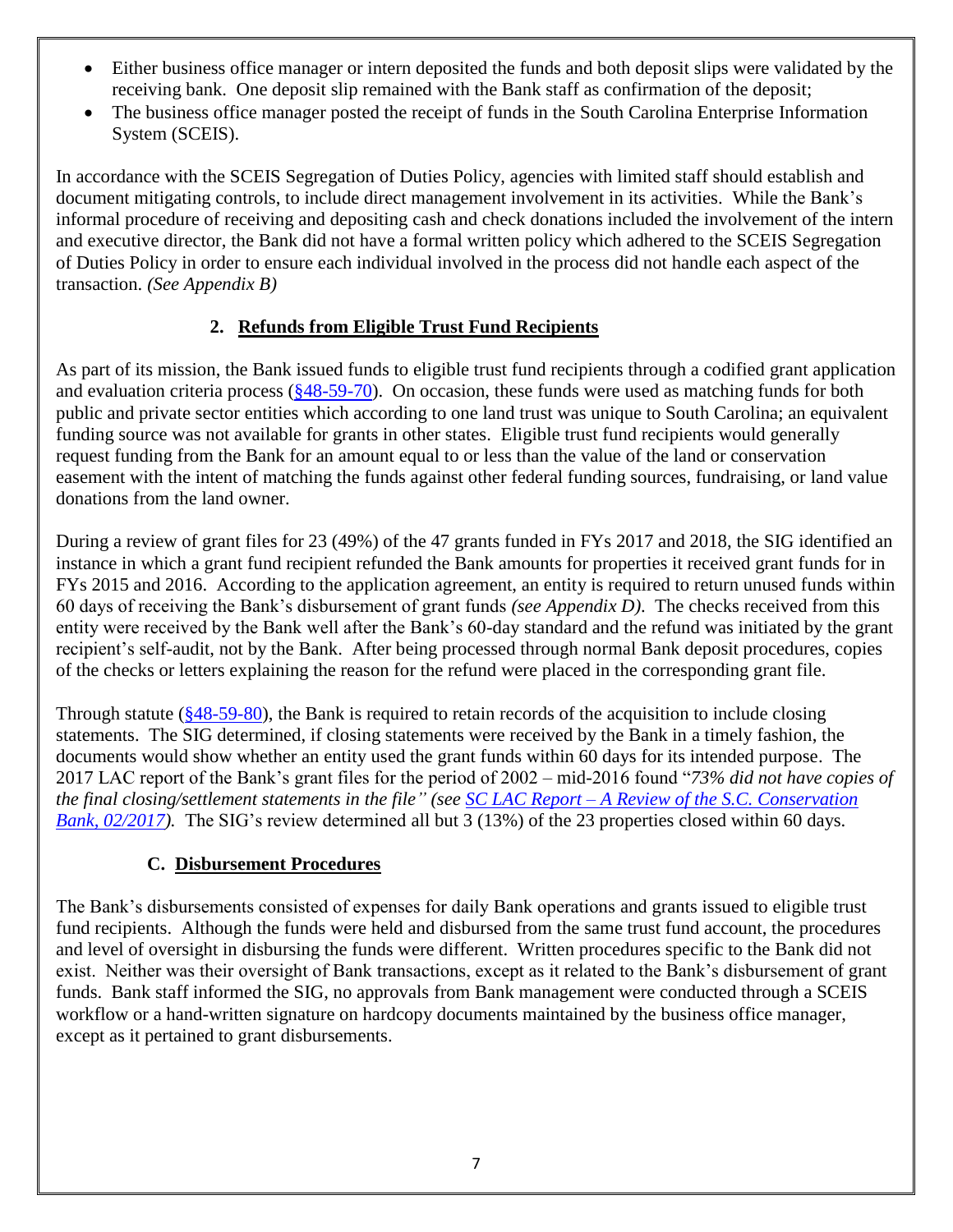- Either business office manager or intern deposited the funds and both deposit slips were validated by the receiving bank. One deposit slip remained with the Bank staff as confirmation of the deposit;
- The business office manager posted the receipt of funds in the South Carolina Enterprise Information System (SCEIS).

In accordance with the SCEIS Segregation of Duties Policy, agencies with limited staff should establish and document mitigating controls, to include direct management involvement in its activities. While the Bank's informal procedure of receiving and depositing cash and check donations included the involvement of the intern and executive director, the Bank did not have a formal written policy which adhered to the SCEIS Segregation of Duties Policy in order to ensure each individual involved in the process did not handle each aspect of the transaction. *(See Appendix B)*

### 2. Refunds from Eligible Trust Fund Recipients

As part of its mission, the Bank issued funds to eligible trust fund recipients through a codified grant application and evaluation criteria process (§48-59-70). On occasion, these funds were used as matching funds for both public and private sector entities which according to one land trust was unique to South Carolina; an equivalent funding source was not available for grants in other states. Eligible trust fund recipients would generally request funding from the Bank for an amount equal to or less than the value of the land or conservation easement with the intent of matching the funds against other federal funding sources, fundraising, or land value donations from the land owner.

During a review of grant files for 23 (49%) of the 47 grants funded in FYs 2017 and 2018, the SIG identified an instance in which a grant fund recipient refunded the Bank amounts for properties it received grant funds for in FYs 2015 and 2016. According to the application agreement, an entity is required to return unused funds within 60 days of receiving the Bank's disbursement of grant funds *(see Appendix D)*. The checks received from this entity were received by the Bank well after the Bank's 60-day standard and the refund was initiated by the grant recipient's self-audit, not by the Bank. After being processed through normal Bank deposit procedures, copies of the checks or letters explaining the reason for the refund were placed in the corresponding grant file.

Through statute (§48-59-80), the Bank is required to retain records of the acquisition to include closing statements. The SIG determined, if closing statements were received by the Bank in a timely fashion, the documents would show whether an entity used the grant funds within 60 days for its intended purpose. The 2017 LAC report of the Bank's grant files for the period of 2002 – mid-2016 found "*73% did not have copies of the final closing/settlement statements in the file" (see SC LAC Report – A Review of the S.C. Conservation Bank, 02/2017).* The SIG's review determined all but 3 (13%) of the 23 properties closed within 60 days.

## C. Disbursement Procedures

The Bank's disbursements consisted of expenses for daily Bank operations and grants issued to eligible trust fund recipients. Although the funds were held and disbursed from the same trust fund account, the procedures and level of oversight in disbursing the funds were different. Written procedures specific to the Bank did not exist. Neither was their oversight of Bank transactions, except as it related to the Bank's disbursement of grant funds. Bank staff informed the SIG, no approvals from Bank management were conducted through a SCEIS workflow or a hand-written signature on hardcopy documents maintained by the business office manager, except as it pertained to grant disbursements.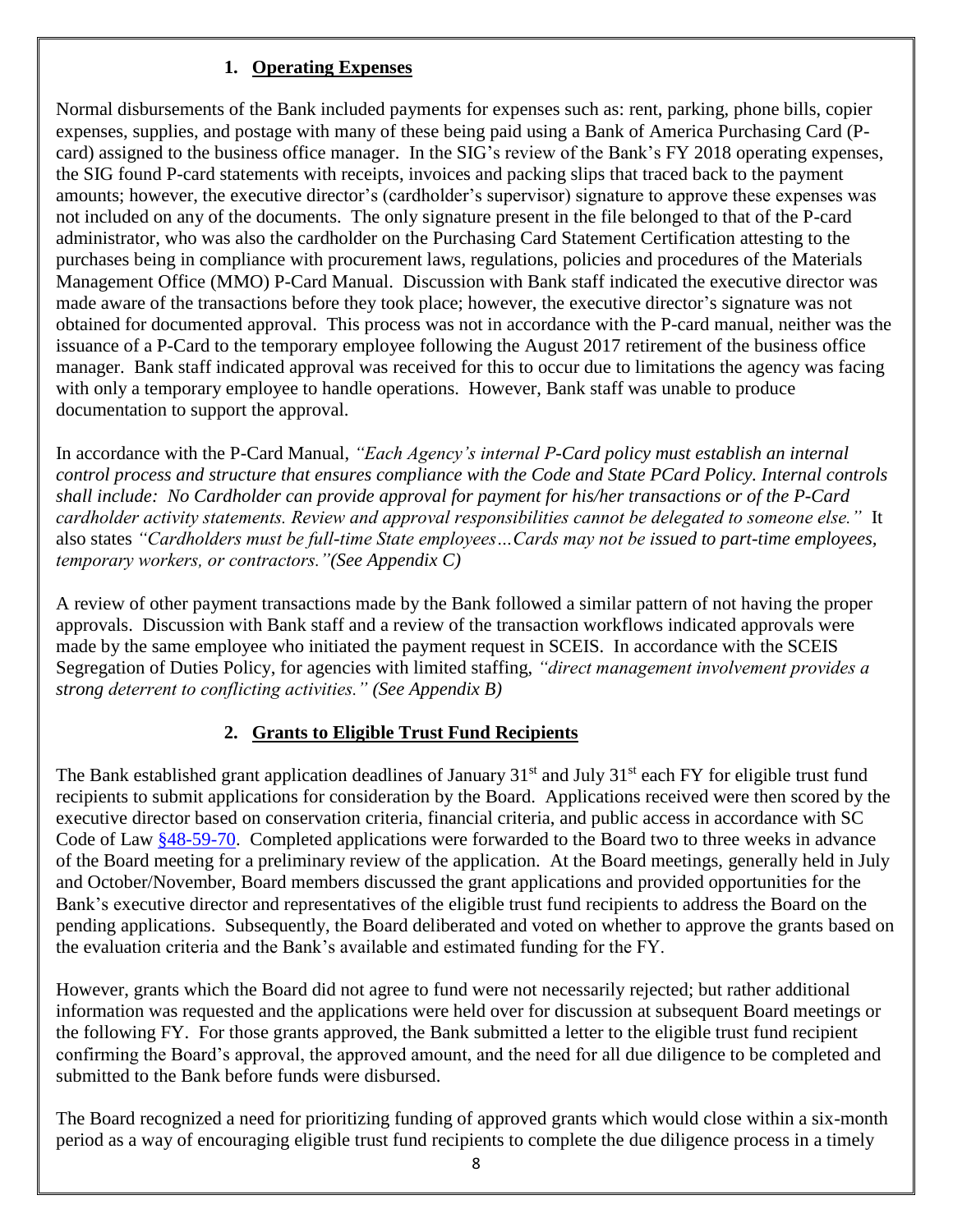## 1. Operating Expenses

Normal disbursements of the Bank included payments for expenses such as: rent, parking, phone bills, copier expenses, supplies, and postage with many of these being paid using a Bank of America Purchasing Card (P-card) assigned to the business office manager. In the SIG's review of the Bank's FY 2018 operating expenses, the SIG found P-card statements with receipts, invoices and packing slips that traced back to the payment amounts; however, the executive director's (cardholder's supervisor) signature to approve these expenses was not included on any of the documents. The only signature present in the file belonged to that of the P-card administrator, who was also the cardholder on the Purchasing Card Statement Certification attesting to the purchases being in compliance with procurement laws, regulations, policies and procedures of the Materials Management Office (MMO) P-Card Manual. Discussion with Bank staff indicated the executive director was made aware of the transactions before they took place; however, the executive director's signature was not obtained for documented approval. This process was not in accordance with the P-card manual, neither was the issuance of a P-Card to the temporary employee following the August 2017 retirement of the business office manager. Bank staff indicated approval was received for this to occur due to limitations the agency was facing with only a temporary employee to handle operations. However, Bank staff was unable to produce documentation to support the approval.

In accordance with the P-Card Manual, *"Each Agency's internal P-Card policy must establish an internal control process and structure that ensures compliance with the Code and State PCard Policy. Internal controls shall include: No Cardholder can provide approval for payment for his/her transactions or of the P-Card cardholder activity statements. Review and approval responsibilities cannot be delegated to someone else."* It also states *"Cardholders must be full-time State employees…Cards may not be issued to part-time employees, temporary workers, or contractors."(See Appendix C)*

A review of other payment transactions made by the Bank followed a similar pattern of not having the proper approvals. Discussion with Bank staff and a review of the transaction workflows indicated approvals were made by the same employee who initiated the payment request in SCEIS. In accordance with the SCEIS Segregation of Duties Policy, for agencies with limited staffing, *"direct management involvement provides a strong deterrent to conflicting activities." (See Appendix B)*

## 2. Grants to Eligible Trust Fund Recipients

The Bank established grant application deadlines of January 31st and July 31st each FY for eligible trust fund recipients to submit applications for consideration by the Board. Applications received were then scored by the executive director based on conservation criteria, financial criteria, and public access in accordance with SC Code of Law §48-59-70. Completed applications were forwarded to the Board two to three weeks in advance of the Board meeting for a preliminary review of the application. At the Board meetings, generally held in July and October/November, Board members discussed the grant applications and provided opportunities for the Bank's executive director and representatives of the eligible trust fund recipients to address the Board on the pending applications. Subsequently, the Board deliberated and voted on whether to approve the grants based on the evaluation criteria and the Bank's available and estimated funding for the FY.

However, grants which the Board did not agree to fund were not necessarily rejected; but rather additional information was requested and the applications were held over for discussion at subsequent Board meetings or the following FY. For those grants approved, the Bank submitted a letter to the eligible trust fund recipient confirming the Board's approval, the approved amount, and the need for all due diligence to be completed and submitted to the Bank before funds were disbursed.

The Board recognized a need for prioritizing funding of approved grants which would close within a six-month period as a way of encouraging eligible trust fund recipients to complete the due diligence process in a timely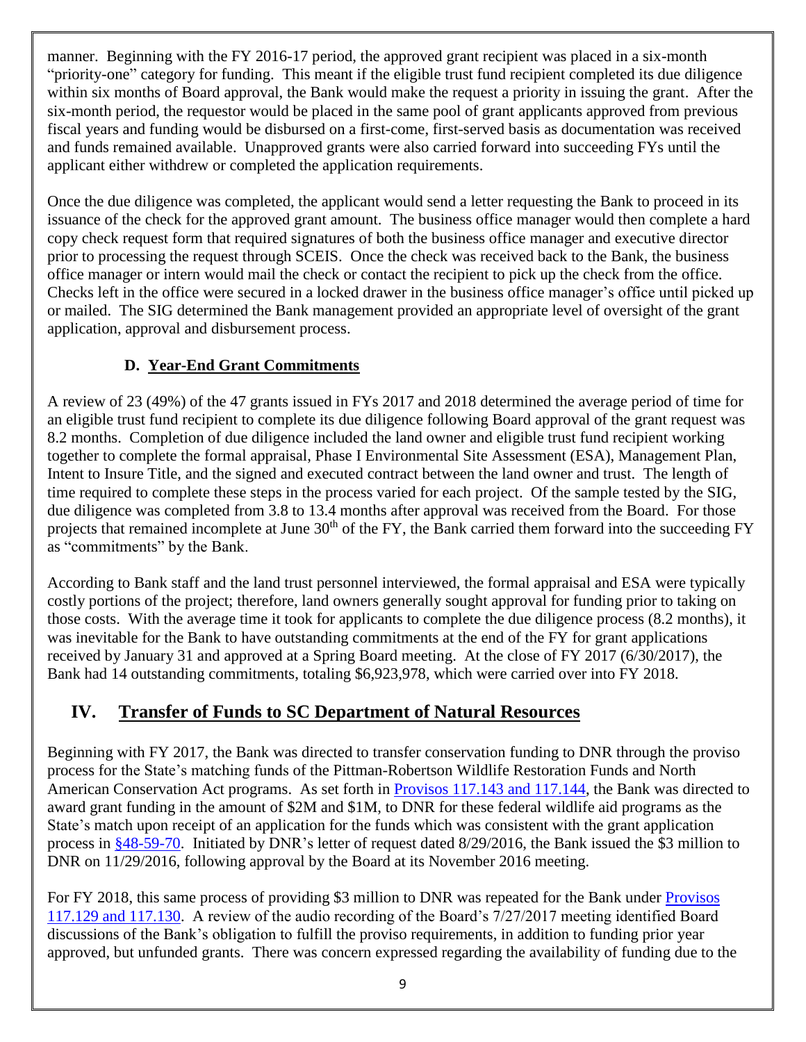manner. Beginning with the FY 2016-17 period, the approved grant recipient was placed in a six-month "priority-one" category for funding. This meant if the eligible trust fund recipient completed its due diligence within six months of Board approval, the Bank would make the request a priority in issuing the grant. After the six-month period, the requestor would be placed in the same pool of grant applicants approved from previous fiscal years and funding would be disbursed on a first-come, first-served basis as documentation was received and funds remained available. Unapproved grants were also carried forward into succeeding FYs until the applicant either withdrew or completed the application requirements.

Once the due diligence was completed, the applicant would send a letter requesting the Bank to proceed in its issuance of the check for the approved grant amount. The business office manager would then complete a hard copy check request form that required signatures of both the business office manager and executive director prior to processing the request through SCEIS. Once the check was received back to the Bank, the business office manager or intern would mail the check or contact the recipient to pick up the check from the office. Checks left in the office were secured in a locked drawer in the business office manager's office until picked up or mailed. The SIG determined the Bank management provided an appropriate level of oversight of the grant application, approval and disbursement process.

### D. Year-End Grant Commitments

A review of 23 (49%) of the 47 grants issued in FYs 2017 and 2018 determined the average period of time for an eligible trust fund recipient to complete its due diligence following Board approval of the grant request was 8.2 months. Completion of due diligence included the land owner and eligible trust fund recipient working together to complete the formal appraisal, Phase I Environmental Site Assessment (ESA), Management Plan, Intent to Insure Title, and the signed and executed contract between the land owner and trust. The length of time required to complete these steps in the process varied for each project. Of the sample tested by the SIG, due diligence was completed from 3.8 to 13.4 months after approval was received from the Board. For those projects that remained incomplete at June 30th of the FY, the Bank carried them forward into the succeeding FY as "commitments" by the Bank.

According to Bank staff and the land trust personnel interviewed, the formal appraisal and ESA were typically costly portions of the project; therefore, land owners generally sought approval for funding prior to taking on those costs. With the average time it took for applicants to complete the due diligence process (8.2 months), it was inevitable for the Bank to have outstanding commitments at the end of the FY for grant applications received by January 31 and approved at a Spring Board meeting. At the close of FY 2017 (6/30/2017), the Bank had 14 outstanding commitments, totaling $6,923,978, which were carried over into FY 2018.

## IV. Transfer of Funds to SC Department of Natural Resources

Beginning with FY 2017, the Bank was directed to transfer conservation funding to DNR through the proviso process for the State's matching funds of the Pittman-Robertson Wildlife Restoration Funds and North American Conservation Act programs. As set forth in Provisos 117.143 and 117.144, the Bank was directed to award grant funding in the amount of $2M and $1M, to DNR for these federal wildlife aid programs as the State's match upon receipt of an application for the funds which was consistent with the grant application process in §48-59-70. Initiated by DNR's letter of request dated 8/29/2016, the Bank issued the $3 million to DNR on 11/29/2016, following approval by the Board at its November 2016 meeting.

For FY 2018, this same process of providing $3 million to DNR was repeated for the Bank under Provisos 117.129 and 117.130. A review of the audio recording of the Board's 7/27/2017 meeting identified Board discussions of the Bank's obligation to fulfill the proviso requirements, in addition to funding prior year approved, but unfunded grants. There was concern expressed regarding the availability of funding due to the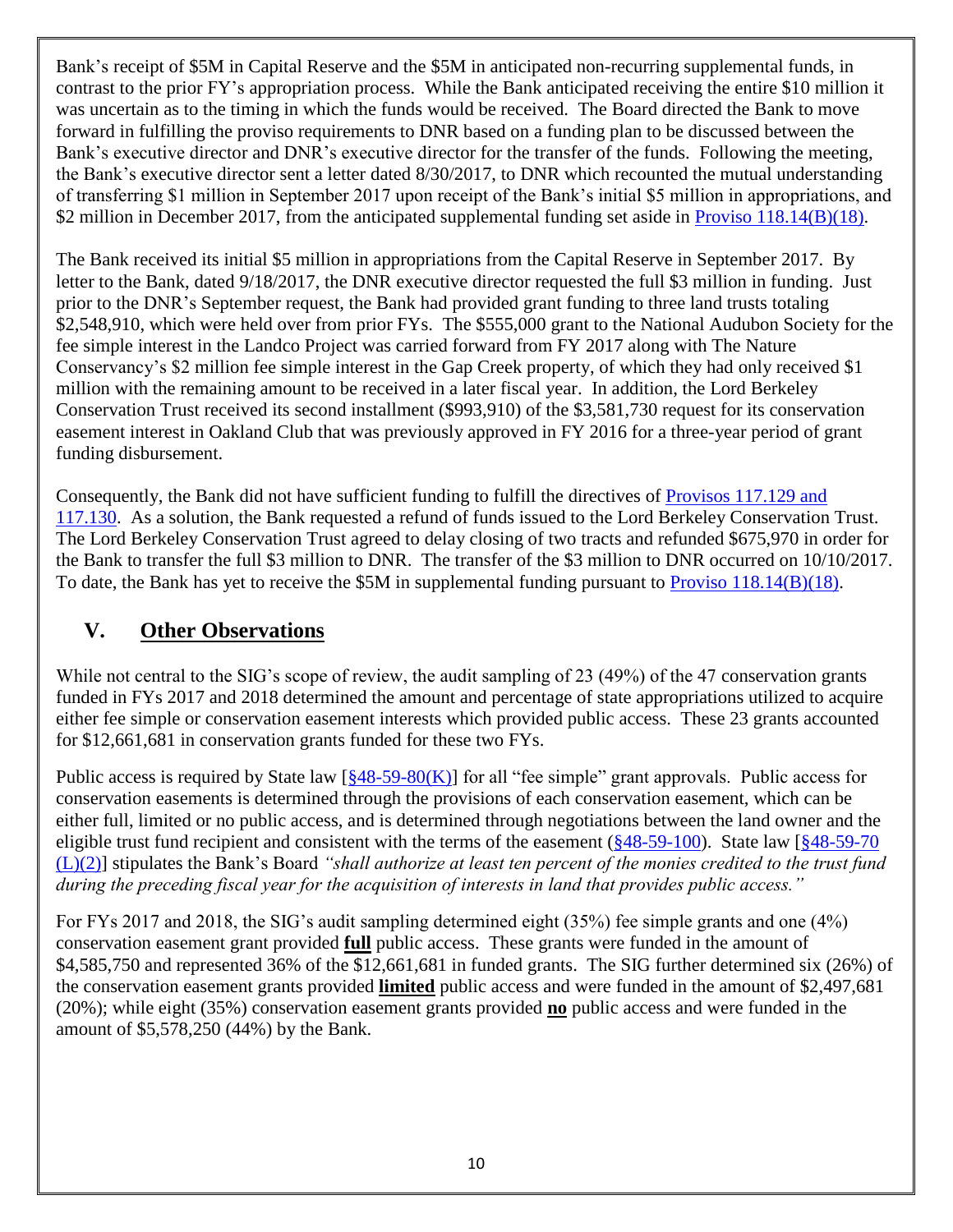Bank's receipt of $5M in Capital Reserve and the $5M in anticipated non-recurring supplemental funds, in contrast to the prior FY's appropriation process. While the Bank anticipated receiving the entire $10 million it was uncertain as to the timing in which the funds would be received. The Board directed the Bank to move forward in fulfilling the proviso requirements to DNR based on a funding plan to be discussed between the Bank's executive director and DNR's executive director for the transfer of the funds. Following the meeting, the Bank's executive director sent a letter dated 8/30/2017, to DNR which recounted the mutual understanding of transferring $1 million in September 2017 upon receipt of the Bank's initial $5 million in appropriations, and $2 million in December 2017, from the anticipated supplemental funding set aside in Proviso 118.14(B)(18).

The Bank received its initial $5 million in appropriations from the Capital Reserve in September 2017. By letter to the Bank, dated 9/18/2017, the DNR executive director requested the full $3 million in funding. Just prior to the DNR's September request, the Bank had provided grant funding to three land trusts totaling $2,548,910, which were held over from prior FYs. The $555,000 grant to the National Audubon Society for the fee simple interest in the Landco Project was carried forward from FY 2017 along with The Nature Conservancy's $2 million fee simple interest in the Gap Creek property, of which they had only received $1 million with the remaining amount to be received in a later fiscal year. In addition, the Lord Berkeley Conservation Trust received its second installment ($993,910) of the $3,581,730 request for its conservation easement interest in Oakland Club that was previously approved in FY 2016 for a three-year period of grant funding disbursement.

Consequently, the Bank did not have sufficient funding to fulfill the directives of Provisos 117.129 and 117.130. As a solution, the Bank requested a refund of funds issued to the Lord Berkeley Conservation Trust. The Lord Berkeley Conservation Trust agreed to delay closing of two tracts and refunded $675,970 in order for the Bank to transfer the full $3 million to DNR. The transfer of the $3 million to DNR occurred on 10/10/2017. To date, the Bank has yet to receive the $5M in supplemental funding pursuant to Proviso 118.14(B)(18).

## V. Other Observations

While not central to the SIG's scope of review, the audit sampling of 23 (49%) of the 47 conservation grants funded in FYs 2017 and 2018 determined the amount and percentage of state appropriations utilized to acquire either fee simple or conservation easement interests which provided public access. These 23 grants accounted for $12,661,681 in conservation grants funded for these two FYs.

Public access is required by State law [§48-59-80(K)] for all "fee simple" grant approvals. Public access for conservation easements is determined through the provisions of each conservation easement, which can be either full, limited or no public access, and is determined through negotiations between the land owner and the eligible trust fund recipient and consistent with the terms of the easement (§48-59-100). State law [§48-59-70 (L)(2)] stipulates the Bank's Board *"shall authorize at least ten percent of the monies credited to the trust fund during the preceding fiscal year for the acquisition of interests in land that provides public access."*

For FYs 2017 and 2018, the SIG's audit sampling determined eight (35%) fee simple grants and one (4%) conservation easement grant provided **full** public access. These grants were funded in the amount of $4,585,750 and represented 36% of the $12,661,681 in funded grants. The SIG further determined six (26%) of the conservation easement grants provided **limited** public access and were funded in the amount of $2,497,681 (20%); while eight (35%) conservation easement grants provided **no** public access and were funded in the amount of $5,578,250 (44%) by the Bank.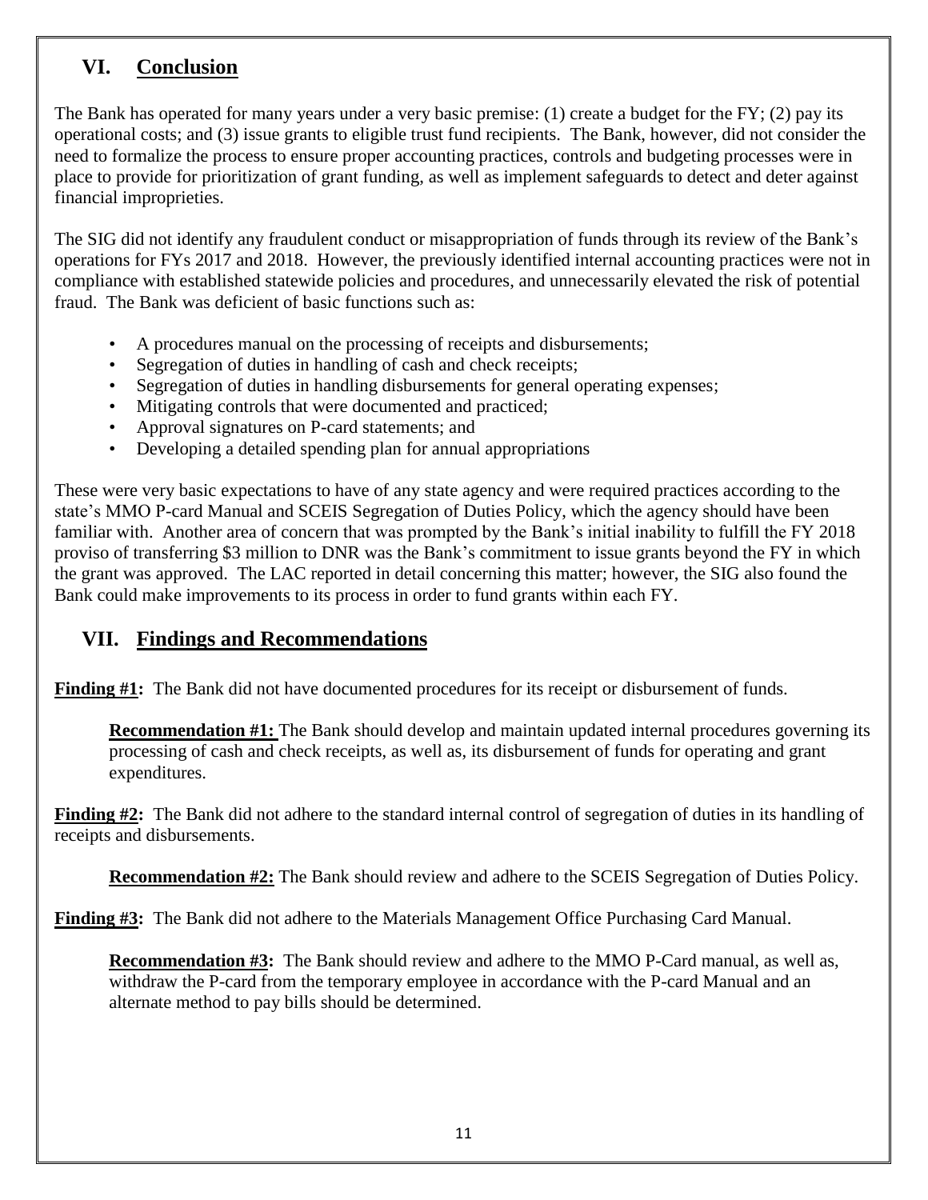## VI. Conclusion

The Bank has operated for many years under a very basic premise: (1) create a budget for the FY; (2) pay its operational costs; and (3) issue grants to eligible trust fund recipients. The Bank, however, did not consider the need to formalize the process to ensure proper accounting practices, controls and budgeting processes were in place to provide for prioritization of grant funding, as well as implement safeguards to detect and deter against financial improprieties.

The SIG did not identify any fraudulent conduct or misappropriation of funds through its review of the Bank's operations for FYs 2017 and 2018. However, the previously identified internal accounting practices were not in compliance with established statewide policies and procedures, and unnecessarily elevated the risk of potential fraud. The Bank was deficient of basic functions such as:

- A procedures manual on the processing of receipts and disbursements;
- Segregation of duties in handling of cash and check receipts;
- Segregation of duties in handling disbursements for general operating expenses;
- Mitigating controls that were documented and practiced;
- Approval signatures on P-card statements; and
- Developing a detailed spending plan for annual appropriations

These were very basic expectations to have of any state agency and were required practices according to the state's MMO P-card Manual and SCEIS Segregation of Duties Policy, which the agency should have been familiar with. Another area of concern that was prompted by the Bank's initial inability to fulfill the FY 2018 proviso of transferring $3 million to DNR was the Bank's commitment to issue grants beyond the FY in which the grant was approved. The LAC reported in detail concerning this matter; however, the SIG also found the Bank could make improvements to its process in order to fund grants within each FY.

## VII. Findings and Recommendations

**Finding #1:** The Bank did not have documented procedures for its receipt or disbursement of funds.

> **Recommendation #1:** The Bank should develop and maintain updated internal procedures governing its processing of cash and check receipts, as well as, its disbursement of funds for operating and grant expenditures.

**Finding #2:** The Bank did not adhere to the standard internal control of segregation of duties in its handling of receipts and disbursements.

> **Recommendation #2:** The Bank should review and adhere to the SCEIS Segregation of Duties Policy.

**Finding #3:** The Bank did not adhere to the Materials Management Office Purchasing Card Manual.

> **Recommendation #3:** The Bank should review and adhere to the MMO P-Card manual, as well as, withdraw the P-card from the temporary employee in accordance with the P-card Manual and an alternate method to pay bills should be determined.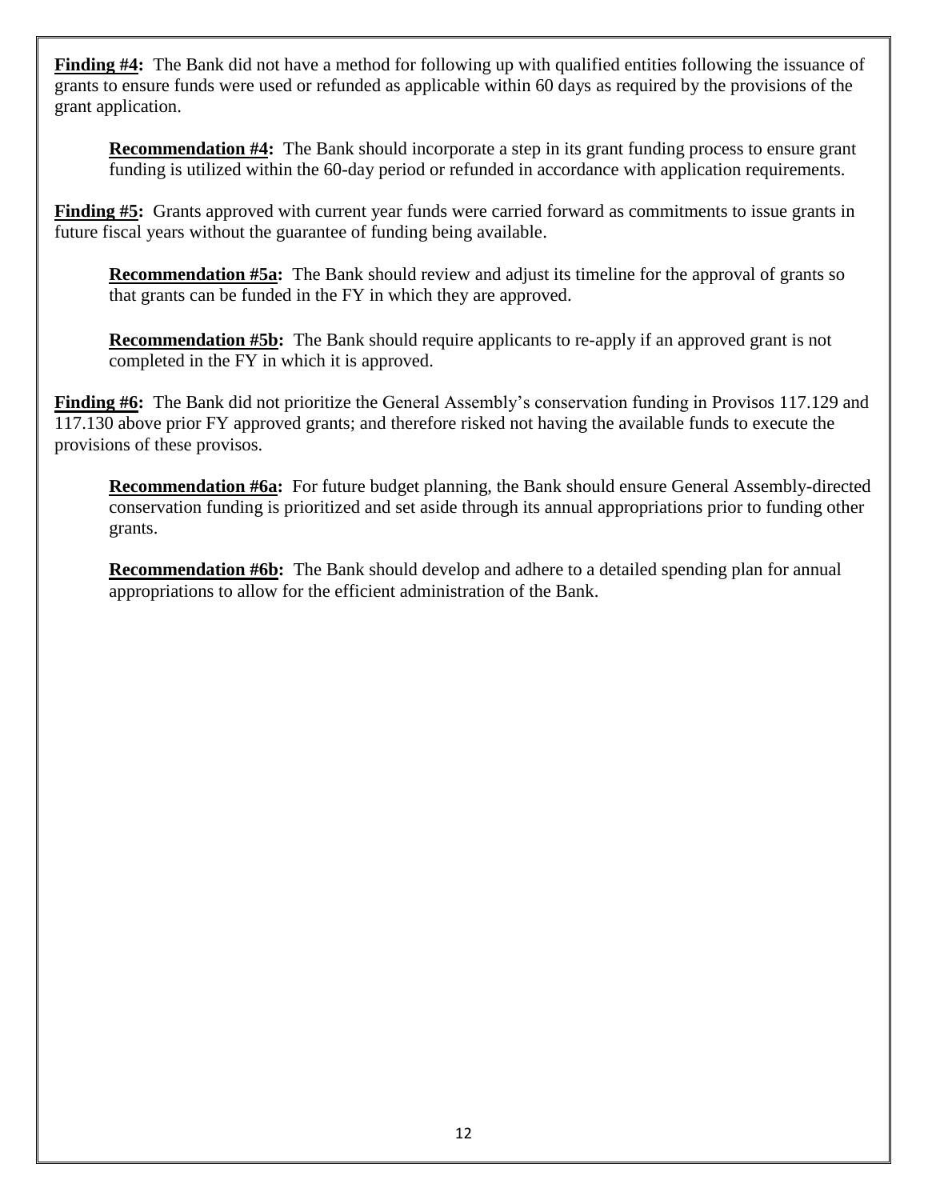**Finding #4:** The Bank did not have a method for following up with qualified entities following the issuance of grants to ensure funds were used or refunded as applicable within 60 days as required by the provisions of the grant application.

> **Recommendation #4:** The Bank should incorporate a step in its grant funding process to ensure grant funding is utilized within the 60-day period or refunded in accordance with application requirements.

**Finding #5:** Grants approved with current year funds were carried forward as commitments to issue grants in future fiscal years without the guarantee of funding being available.

> **Recommendation #5a:** The Bank should review and adjust its timeline for the approval of grants so that grants can be funded in the FY in which they are approved.
>
> **Recommendation #5b:** The Bank should require applicants to re-apply if an approved grant is not completed in the FY in which it is approved.

**Finding #6:** The Bank did not prioritize the General Assembly's conservation funding in Provisos 117.129 and 117.130 above prior FY approved grants; and therefore risked not having the available funds to execute the provisions of these provisos.

> **Recommendation #6a:** For future budget planning, the Bank should ensure General Assembly-directed conservation funding is prioritized and set aside through its annual appropriations prior to funding other grants.
>
> **Recommendation #6b:** The Bank should develop and adhere to a detailed spending plan for annual appropriations to allow for the efficient administration of the Bank.